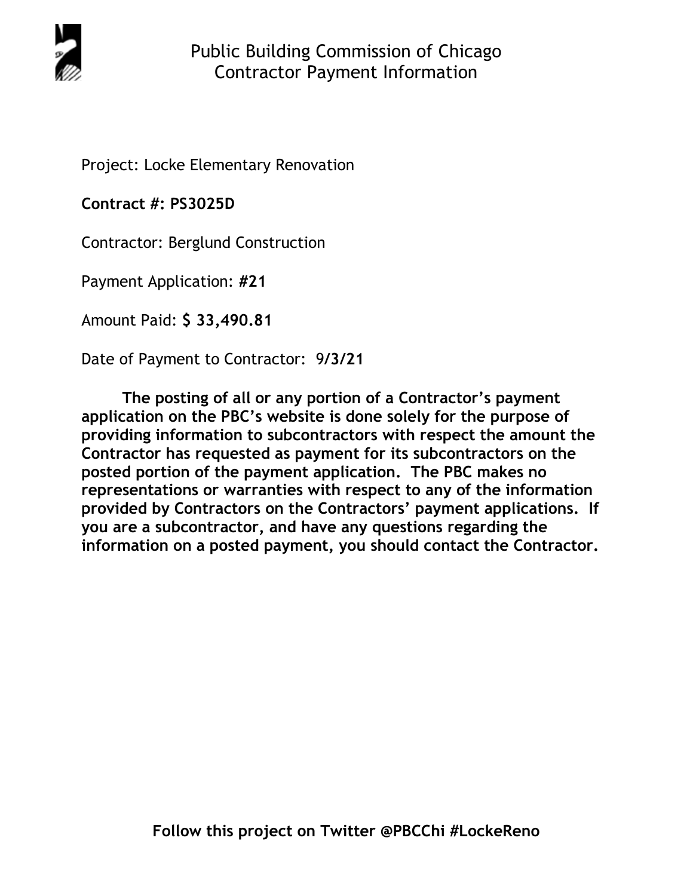# Public Building Commission of Chicago
## Contractor Payment Information

Project: Locke Elementary Renovation

**Contract #: PS3025D**

Contractor: Berglund Construction

Payment Application: **#21**

Amount Paid: **$ 33,490.81**

Date of Payment to Contractor: **9/3/21**

**The posting of all or any portion of a Contractor's payment application on the PBC's website is done solely for the purpose of providing information to subcontractors with respect the amount the Contractor has requested as payment for its subcontractors on the posted portion of the payment application. The PBC makes no representations or warranties with respect to any of the information provided by Contractors on the Contractors' payment applications. If you are a subcontractor, and have any questions regarding the information on a posted payment, you should contact the Contractor.**

**Follow this project on Twitter @PBCChi #LockeReno**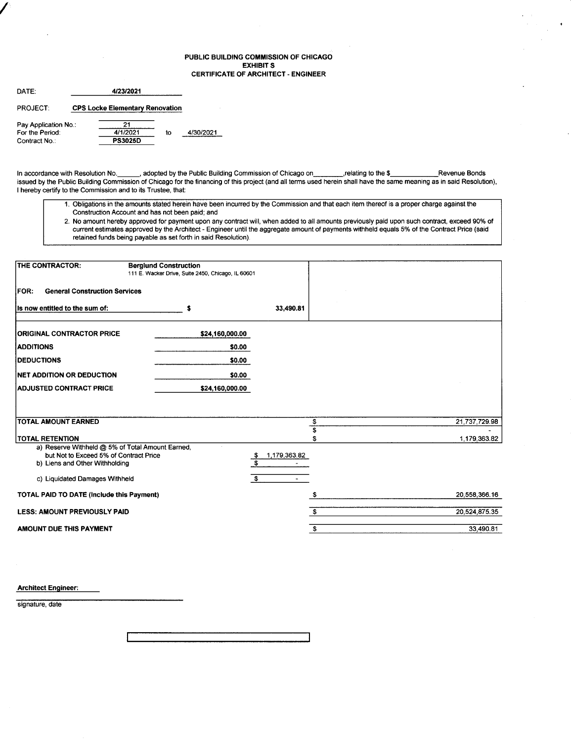# PUBLIC BUILDING COMMISSION OF CHICAGO
## EXHIBIT S
## CERTIFICATE OF ARCHITECT - ENGINEER

DATE: 4/23/2021

PROJECT: **CPS Locke Elementary Renovation**

Pay Application No.: 21
For the Period: 4/1/2021 to 4/30/2021
Contract No.: **PS3025D**

In accordance with Resolution No.\_\_\_\_\_\_, adopted by the Public Building Commission of Chicago on\_\_\_\_\_\_\_\_,relating to the $\_\_\_\_\_\_\_\_\_\_\_\_Revenue Bonds issued by the Public Building Commission of Chicago for the financing of this project (and all terms used herein shall have the same meaning as in said Resolution), I hereby certify to the Commission and to its Trustee, that:

1. Obligations in the amounts stated herein have been incurred by the Commission and that each item thereof is a proper charge against the Construction Account and has not been paid; and
2. No amount hereby approved for payment upon any contract will, when added to all amounts previously paid upon such contract, exceed 90% of current estimates approved by the Architect - Engineer until the aggregate amount of payments withheld equals 5% of the Contract Price (said retained funds being payable as set forth in said Resolution).

**THE CONTRACTOR:** **Berglund Construction**
111 E. Wacker Drive, Suite 2450, Chicago, IL 60601

**FOR: General Construction Services**

**Is now entitled to the sum of:** $ 33,490.81

| | |
|---|---|
| **ORIGINAL CONTRACTOR PRICE** | $24,160,000.00 |
| **ADDITIONS** | $0.00 |
| **DEDUCTIONS** | $0.00 |
| **NET ADDITION OR DEDUCTION** | $0.00 |
| **ADJUSTED CONTRACT PRICE** | $24,160,000.00 |

| | | |
|---|---|---|
| **TOTAL AMOUNT EARNED** | | $ 21,737,729.98 |
| | | $ - |
| **TOTAL RETENTION** | | $ 1,179,363.82 |
| a) Reserve Withheld @ 5% of Total Amount Earned, but Not to Exceed 5% of Contract Price | $ 1,179,363.82 | |
| b) Liens and Other Withholding | $ - | |
| c) Liquidated Damages Withheld | $ - | |
| **TOTAL PAID TO DATE (Include this Payment)** | | $ 20,558,366.16 |
| **LESS: AMOUNT PREVIOUSLY PAID** | | $ 20,524,875.35 |
| **AMOUNT DUE THIS PAYMENT** | | $ 33,490.81 |

**Architect Engineer:**

signature, date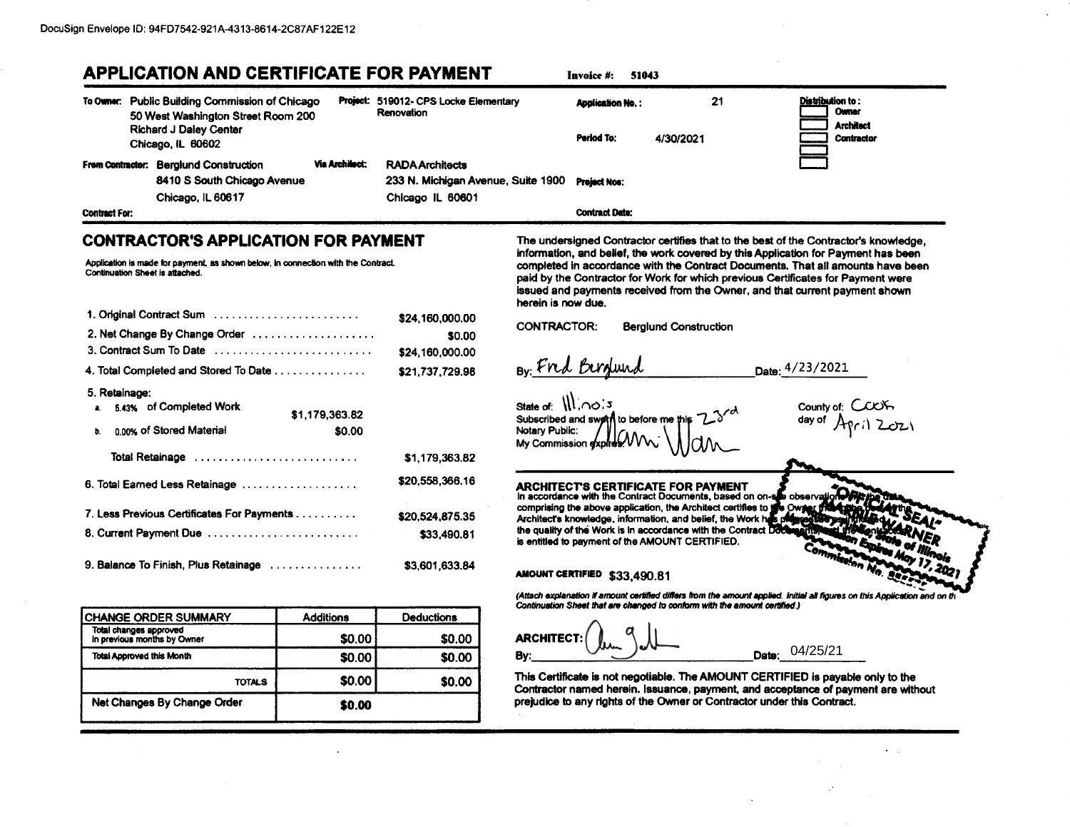DocuSign Envelope ID: 94FD7542-921A-4313-8614-2C87AF122E12

# APPLICATION AND CERTIFICATE FOR PAYMENT

**Invoice #:** 51043

**To Owner:** Public Building Commission of Chicago
50 West Washington Street Room 200
Richard J Daley Center
Chicago, IL 60602

**Project:** 519012- CPS Locke Elementary Renovation

**Application No.:** 21

**Period To:** 4/30/2021

**Distribution to:**
- Owner
- Architect
- Contractor

**From Contractor:** Berglund Construction
8410 S South Chicago Avenue
Chicago, IL 60617

**Via Architect:** RADA Architects
233 N. Michigan Avenue, Suite 1900
Chicago IL 60601

**Project Nos:**

**Contract For:**

**Contract Date:**

## CONTRACTOR'S APPLICATION FOR PAYMENT

Application is made for payment, as shown below, in connection with the Contract. Continuation Sheet is attached.

| | | |
|---|---|---|
| 1. Original Contract Sum | | $24,160,000.00 |
| 2. Net Change By Change Order | | $0.00 |
| 3. Contract Sum To Date | | $24,160,000.00 |
| 4. Total Completed and Stored To Date | | $21,737,729.98 |
| 5. Retainage: | | |
| a. 5.43% of Completed Work | $1,179,363.82 | |
| b. 0.00% of Stored Material | $0.00 | |
| Total Retainage | | $1,179,363.82 |
| 6. Total Earned Less Retainage | | $20,558,366.16 |
| 7. Less Previous Certificates For Payments | | $20,524,875.35 |
| 8. Current Payment Due | | $33,490.81 |
| 9. Balance To Finish, Plus Retainage | | $3,601,633.84 |

| CHANGE ORDER SUMMARY | Additions | Deductions |
|---|---|---|
| Total changes approved in previous months by Owner | $0.00 | $0.00 |
| Total Approved this Month | $0.00 | $0.00 |
| TOTALS | $0.00 | $0.00 |
| Net Changes By Change Order | $0.00 | |

The undersigned Contractor certifies that to the best of the Contractor's knowledge, information, and belief, the work covered by this Application for Payment has been completed in accordance with the Contract Documents. That all amounts have been paid by the Contractor for Work for which previous Certificates for Payment were issued and payments received from the Owner, and that current payment shown herein is now due.

CONTRACTOR: Berglund Construction

By: Fred Berglund Date: 4/23/2021

State of: Illinois County of: Cook
Subscribed and sworn to before me this 23rd day of April 2021
Notary Public: Alan Warn
My Commission expires:

"OFFICIAL SEAL" Alan Warner, Notary Public, State of Illinois, My Commission Expires May 17, 2021

## ARCHITECT'S CERTIFICATE FOR PAYMENT

In accordance with the Contract Documents, based on on-site observations and the data comprising the above application, the Architect certifies to the Owner that to the best of the Architect's knowledge, information, and belief, the Work has progressed as indicated, the quality of the Work is in accordance with the Contract Documents, and the Contractor is entitled to payment of the AMOUNT CERTIFIED.

**AMOUNT CERTIFIED** $33,490.81

*(Attach explanation if amount certified differs from the amount applied. Initial all figures on this Application and on the Continuation Sheet that are changed to conform with the amount certified.)*

ARCHITECT:
By: Date: 04/25/21

This Certificate is not negotiable. The AMOUNT CERTIFIED is payable only to the Contractor named herein. Issuance, payment, and acceptance of payment are without prejudice to any rights of the Owner or Contractor under this Contract.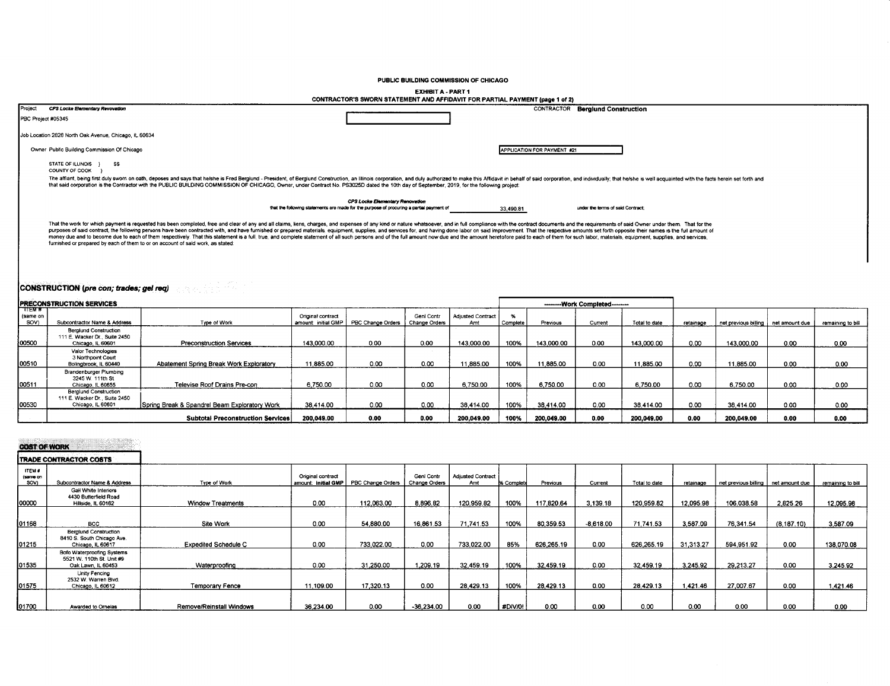**PUBLIC BUILDING COMMISSION OF CHICAGO**

**EXHIBIT A - PART 1**

**CONTRACTOR'S SWORN STATEMENT AND AFFIDAVIT FOR PARTIAL PAYMENT (page 1 of 2)**

Project ***CPS Locke Elementary Renovation***

CONTRACTOR **Berglund Construction**

PBC Project #05345

Job Location 2828 North Oak Avenue, Chicago, IL 60634

Owner Public Building Commission Of Chicago

APPLICATION FOR PAYMENT #21

STATE OF ILLINOIS } SS
COUNTY OF COOK }

The affiant, being first duly sworn on oath, deposes and says that he/she is Fred Berglund - President, of Berglund Construction, an Illinois corporation, and duly authorized to make this Affidavit in behalf of said corporation, and individually; that he/she is well acquainted with the facts herein set forth and that said corporation is the Contractor with the PUBLIC BUILDING COMMISSION OF CHICAGO, Owner, under Contract No. PS3025D dated the 10th day of September, 2019, for the following project:

***CPS Locke Elementary Renovation***

that the following statements are made for the purpose of procuring a partial payment of 33,490.81 under the terms of said Contract;

That the work for which payment is requested has been completed, free and clear of any and all claims, liens, charges, and expenses of any kind or nature whatsoever, and in full compliance with the contract documents and the requirements of said Owner under them. That for the purposes of said contract, the following persons have been contracted with, and have furnished or prepared materials, equipment, supplies, and services for, and having done labor on said improvement. That the respective amounts set forth opposite their names is the full amount of money due and to become due to each of them respectively. That this statement is a full, true, and complete statement of all such persons and of the full amount now due and the amount heretofore paid to each of them for such labor, materials, equipment, supplies, and services, furnished or prepared by each of them to or on account of said work, as stated:

## CONSTRUCTION (*pre con; trades; gel req*)

### PRECONSTRUCTION SERVICES

| | | | | | | | -------Work Completed------- | | | | | | | |
|---|---|---|---|---|---|---|---|---|---|---|---|---|---|---|
| ITEM # (same on SOV) | Subcontractor Name & Address | Type of Work | Original contract amount: initial GMP | PBC Change Orders | Genl Contr Change Orders | Adjusted Contract Amt | % Complete | Previous | Current | Total to date | retainage | net previous billing | net amount due | remaining to bill |
| 00500 | Berglund Construction 111 E. Wacker Dr., Suite 2450 Chicago, IL 60601 | Preconstruction Services | 143,000.00 | 0.00 | 0.00 | 143,000.00 | 100% | 143,000.00 | 0.00 | 143,000.00 | 0.00 | 143,000.00 | 0.00 | 0.00 |
| 00510 | Valor Technologies 3 Northpoint Court Bolingbrook, IL 60440 | Abatement Spring Break Work Exploratory | 11,885.00 | 0.00 | 0.00 | 11,885.00 | 100% | 11,885.00 | 0.00 | 11,885.00 | 0.00 | 11,885.00 | 0.00 | 0.00 |
| 00511 | Brandenburger Plumbing 3245 W. 111th St Chicago, IL 60655 | Televise Roof Drains Pre-con | 6,750.00 | 0.00 | 0.00 | 6,750.00 | 100% | 6,750.00 | 0.00 | 6,750.00 | 0.00 | 6,750.00 | 0.00 | 0.00 |
| 00530 | Berglund Construction 111 E. Wacker Dr., Suite 2450 Chicago, IL 60601 | Spring Break & Spandrel Beam Exploratory Work | 38,414.00 | 0.00 | 0.00 | 38,414.00 | 100% | 38,414.00 | 0.00 | 38,414.00 | 0.00 | 38,414.00 | 0.00 | 0.00 |
| | | **Subtotal Preconstruction Services** | **200,049.00** | **0.00** | **0.00** | **200,049.00** | **100%** | **200,049.00** | **0.00** | **200,049.00** | **0.00** | **200,049.00** | **0.00** | **0.00** |

## COST OF WORK

### TRADE CONTRACTOR COSTS

| ITEM # (same on SOV) | Subcontractor Name & Address | Type of Work | Original contract amount: Initial GMP | PBC Change Orders | Genl Contr Change Orders | Adjusted Contract Amt | % Complete | Previous | Current | Total to date | retainage | net previous billing | net amount due | remaining to bill |
|---|---|---|---|---|---|---|---|---|---|---|---|---|---|---|
| 00000 | Gail White Interiors 4430 Butterfield Road Hillside, IL 60162 | Window Treatments | 0.00 | 112,063.00 | 8,896.82 | 120,959.82 | 100% | 117,820.64 | 3,139.18 | 120,959.82 | 12,095.98 | 106,038.58 | 2,825.26 | 12,095.98 |
| 01168 | BCC | Site Work | 0.00 | 54,880.00 | 16,861.53 | 71,741.53 | 100% | 80,359.53 | -8,618.00 | 71,741.53 | 3,587.09 | 76,341.54 | (8,187.10) | 3,587.09 |
| 01215 | Berglund Construction 8410 S. South Chicago Ave. Chicago, IL 60617 | Expedited Schedule C | 0.00 | 733,022.00 | 0.00 | 733,022.00 | 85% | 626,265.19 | 0.00 | 626,265.19 | 31,313.27 | 594,951.92 | 0.00 | 138,070.08 |
| 01535 | Bofo Waterproofing Systems 5521 W. 110th St. Unit #9 Oak Lawn, IL 60453 | Waterproofing | 0.00 | 31,250.00 | 1,209.19 | 32,459.19 | 100% | 32,459.19 | 0.00 | 32,459.19 | 3,245.92 | 29,213.27 | 0.00 | 3,245.92 |
| 01575 | Unity Fencing 2532 W. Warren Blvd. Chicago, IL 60612 | Temporary Fence | 11,109.00 | 17,320.13 | 0.00 | 28,429.13 | 100% | 28,429.13 | 0.00 | 28,429.13 | 1,421.46 | 27,007.67 | 0.00 | 1,421.46 |
| 01700 | Awarded to Ornelas | Remove/Reinstall Windows | 36,234.00 | 0.00 | -36,234.00 | 0.00 | #DIV/0! | 0.00 | 0.00 | 0.00 | 0.00 | 0.00 | 0.00 | 0.00 |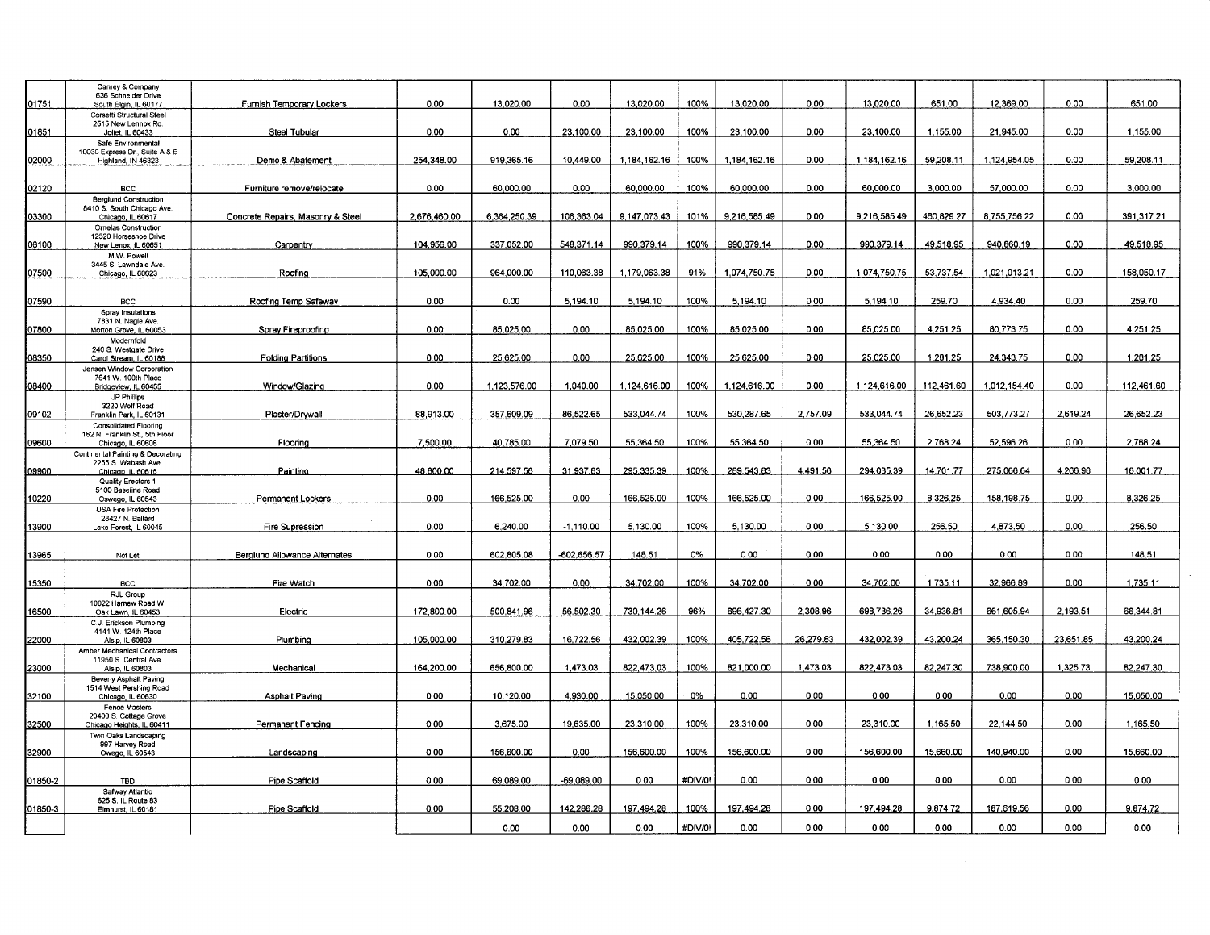| | | | | | | | | | | | | | | |
|---|---|---|---|---|---|---|---|---|---|---|---|---|---|---|
| 01751 | Carney & Company 636 Schneider Drive South Elgin, IL 60177 | Furnish Temporary Lockers | 0.00 | 13,020.00 | 0.00 | 13,020.00 | 100% | 13,020.00 | 0.00 | 13,020.00 | 651.00 | 12,369.00 | 0.00 | 651.00 |
| 01851 | Corsetti Structural Steel 2515 New Lennox Rd. Joliet, IL 60433 | Steel Tubular | 0.00 | 0.00 | 23,100.00 | 23,100.00 | 100% | 23,100.00 | 0.00 | 23,100.00 | 1,155.00 | 21,945.00 | 0.00 | 1,155.00 |
| 02000 | Safe Environmental 10030 Express Dr., Suite A & B Highland, IN 46323 | Demo & Abatement | 254,348.00 | 919,365.16 | 10,449.00 | 1,184,162.16 | 100% | 1,184,162.16 | 0.00 | 1,184,162.16 | 59,208.11 | 1,124,954.05 | 0.00 | 59,208.11 |
| 02120 | BCC | Furniture remove/relocate | 0.00 | 60,000.00 | 0.00 | 60,000.00 | 100% | 60,000.00 | 0.00 | 60,000.00 | 3,000.00 | 57,000.00 | 0.00 | 3,000.00 |
| 03300 | Berglund Construction 8410 S. South Chicago Ave. Chicago, IL 60617 | Concrete Repairs, Masonry & Steel | 2,676,460.00 | 6,364,250.39 | 106,363.04 | 9,147,073.43 | 101% | 9,216,585.49 | 0.00 | 9,216,585.49 | 460,829.27 | 8,755,756.22 | 0.00 | 391,317.21 |
| 06100 | Ornelas Construction 12520 Horseshoe Drive New Lenox, IL 60651 | Carpentry | 104,956.00 | 337,052.00 | 548,371.14 | 990,379.14 | 100% | 990,379.14 | 0.00 | 990,379.14 | 49,518.95 | 940,860.19 | 0.00 | 49,518.95 |
| 07500 | M.W. Powell 3445 S. Lawndale Ave. Chicago, IL 60623 | Roofing | 105,000.00 | 964,000.00 | 110,063.38 | 1,179,063.38 | 91% | 1,074,750.75 | 0.00 | 1,074,750.75 | 53,737.54 | 1,021,013.21 | 0.00 | 158,050.17 |
| 07590 | BCC | Roofing Temp Safeway | 0.00 | 0.00 | 5,194.10 | 5,194.10 | 100% | 5,194.10 | 0.00 | 5,194.10 | 259.70 | 4,934.40 | 0.00 | 259.70 |
| 07800 | Spray Insulations 7831 N. Nagle Ave Morton Grove, IL 60053 | Spray Fireproofing | 0.00 | 85,025.00 | 0.00 | 85,025.00 | 100% | 85,025.00 | 0.00 | 85,025.00 | 4,251.25 | 80,773.75 | 0.00 | 4,251.25 |
| 08350 | Modernfold 240 S. Westgate Drive Carol Stream, IL 60188 | Folding Partitions | 0.00 | 25,625.00 | 0.00 | 25,625.00 | 100% | 25,625.00 | 0.00 | 25,625.00 | 1,281.25 | 24,343.75 | 0.00 | 1,281.25 |
| 08400 | Jensen Window Corporation 7641 W. 100th Place Bridgeview, IL 60455 | Window/Glazing | 0.00 | 1,123,576.00 | 1,040.00 | 1,124,616.00 | 100% | 1,124,616.00 | 0.00 | 1,124,616.00 | 112,461.60 | 1,012,154.40 | 0.00 | 112,461.60 |
| 09102 | JP Phillips 3220 Wolf Road Franklin Park, IL 60131 | Plaster/Drywall | 88,913.00 | 357,609.09 | 86,522.65 | 533,044.74 | 100% | 530,287.65 | 2,757.09 | 533,044.74 | 26,652.23 | 503,773.27 | 2,619.24 | 26,652.23 |
| 09600 | Consolidated Flooring 162 N. Franklin St., 5th Floor Chicago, IL 60606 | Flooring | 7,500.00 | 40,785.00 | 7,079.50 | 55,364.50 | 100% | 55,364.50 | 0.00 | 55,364.50 | 2,768.24 | 52,596.26 | 0.00 | 2,768.24 |
| 09900 | Continental Painting & Decorating 2255 S. Wabash Ave. Chicago, IL 60616 | Painting | 48,800.00 | 214,597.56 | 31,937.83 | 295,335.39 | 100% | 289,543.83 | 4,491.56 | 294,035.39 | 14,701.77 | 275,066.64 | 4,266.98 | 16,001.77 |
| 10220 | Quality Erectors 1 5100 Baseline Road Oswego, IL 60543 | Permanent Lockers | 0.00 | 166,525.00 | 0.00 | 166,525.00 | 100% | 166,525.00 | 0.00 | 166,525.00 | 8,326.25 | 158,198.75 | 0.00 | 8,326.25 |
| 13900 | USA Fire Protection 28427 N. Ballard Lake Forest, IL 60045 | Fire Supression | 0.00 | 6,240.00 | -1,110.00 | 5,130.00 | 100% | 5,130.00 | 0.00 | 5,130.00 | 256.50 | 4,873.50 | 0.00 | 256.50 |
| 13965 | Not Let | Berglund Allowance Alternates | 0.00 | 602,805.08 | -602,656.57 | 148.51 | 0% | 0.00 | 0.00 | 0.00 | 0.00 | 0.00 | 0.00 | 148.51 |
| 15350 | BCC | Fire Watch | 0.00 | 34,702.00 | 0.00 | 34,702.00 | 100% | 34,702.00 | 0.00 | 34,702.00 | 1,735.11 | 32,966.89 | 0.00 | 1,735.11 |
| 16500 | RJL Group 10022 Harnew Road W. Oak Lawn, IL 60453 | Electric | 172,800.00 | 500,841.96 | 56,502.30 | 730,144.26 | 96% | 696,427.30 | 2,308.96 | 698,736.26 | 34,936.81 | 661,605.94 | 2,193.51 | 66,344.81 |
| 22000 | C.J. Erickson Plumbing 4141 W. 124th Place Alsip, IL 60803 | Plumbing | 105,000.00 | 310,279.83 | 16,722.56 | 432,002.39 | 100% | 405,722.56 | 26,279.83 | 432,002.39 | 43,200.24 | 365,150.30 | 23,651.85 | 43,200.24 |
| 23000 | Amber Mechanical Contractors 11950 S. Central Ave. Alsip, IL 60803 | Mechanical | 164,200.00 | 656,800.00 | 1,473.03 | 822,473.03 | 100% | 821,000.00 | 1,473.03 | 822,473.03 | 82,247.30 | 738,900.00 | 1,325.73 | 82,247.30 |
| 32100 | Beverly Asphalt Paving 1514 West Pershing Road Chicago, IL 60630 | Asphalt Paving | 0.00 | 10,120.00 | 4,930.00 | 15,050.00 | 0% | 0.00 | 0.00 | 0.00 | 0.00 | 0.00 | 0.00 | 15,050.00 |
| 32500 | Fence Masters 20400 S. Cottage Grove Chicago Heights, IL 60411 | Permanent Fencing | 0.00 | 3,675.00 | 19,635.00 | 23,310.00 | 100% | 23,310.00 | 0.00 | 23,310.00 | 1,165.50 | 22,144.50 | 0.00 | 1,165.50 |
| 32900 | Twin Oaks Landscaping 997 Harvey Road Owego, IL 60543 | Landscaping | 0.00 | 156,600.00 | 0.00 | 156,600.00 | 100% | 156,600.00 | 0.00 | 156,600.00 | 15,660.00 | 140,940.00 | 0.00 | 15,660.00 |
| 01850-2 | TBD | Pipe Scaffold | 0.00 | 69,089.00 | -69,089.00 | 0.00 | #DIV/0! | 0.00 | 0.00 | 0.00 | 0.00 | 0.00 | 0.00 | 0.00 |
| 01850-3 | Safway Atlantic 625 S. IL Route 83 Elmhurst, IL 60181 | Pipe Scaffold | 0.00 | 55,208.00 | 142,286.28 | 197,494.28 | 100% | 197,494.28 | 0.00 | 197,494.28 | 9,874.72 | 187,619.56 | 0.00 | 9,874.72 |
| | | | | 0.00 | 0.00 | 0.00 | #DIV/0! | 0.00 | 0.00 | 0.00 | 0.00 | 0.00 | 0.00 | 0.00 |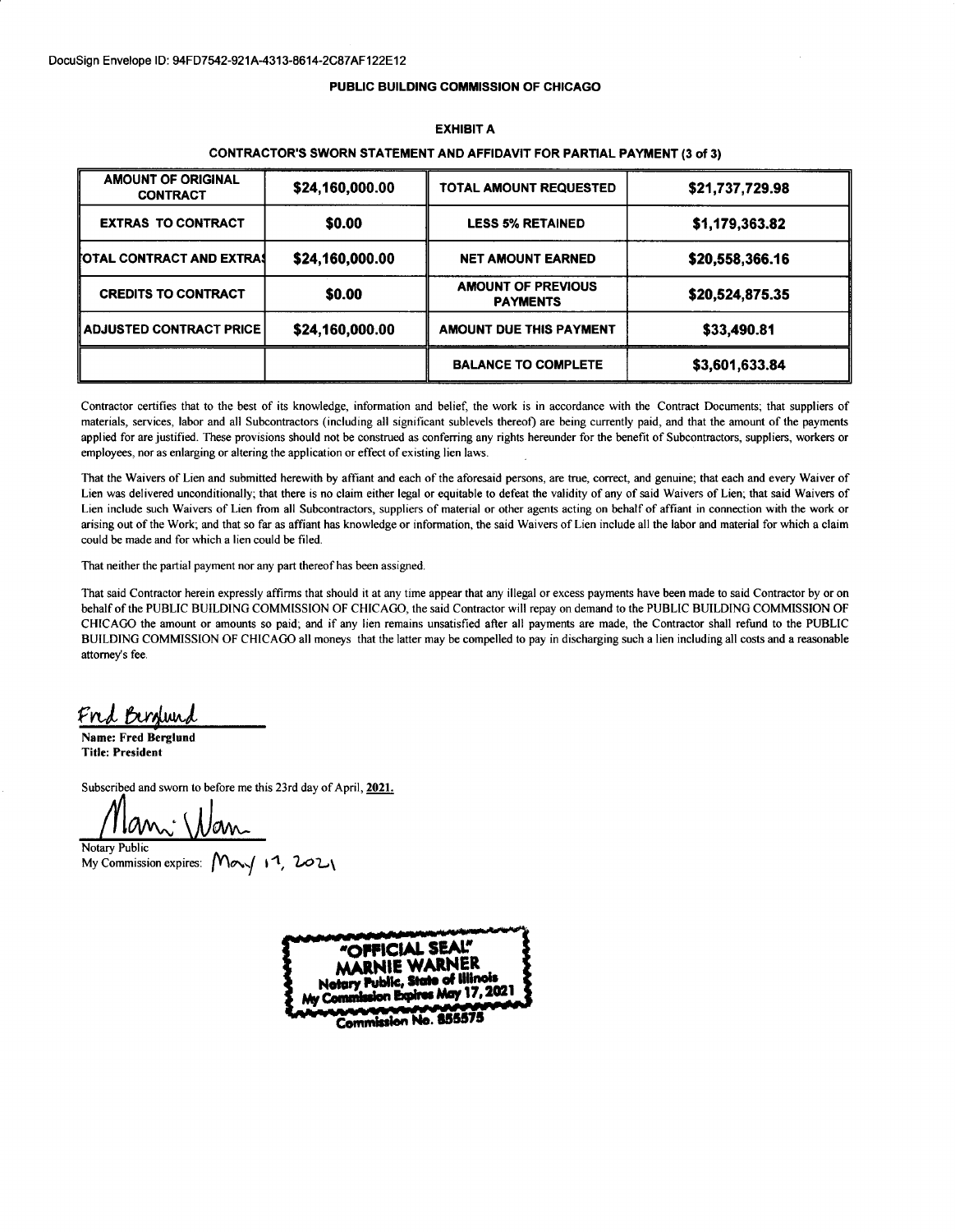DocuSign Envelope ID: 94FD7542-921A-4313-8614-2C87AF122E12

**PUBLIC BUILDING COMMISSION OF CHICAGO**

**EXHIBIT A**

**CONTRACTOR'S SWORN STATEMENT AND AFFIDAVIT FOR PARTIAL PAYMENT (3 of 3)**

| | | | |
|---|---|---|---|
| **AMOUNT OF ORIGINAL CONTRACT** | **$24,160,000.00** | **TOTAL AMOUNT REQUESTED** | **$21,737,729.98** |
| **EXTRAS TO CONTRACT** | **$0.00** | **LESS 5% RETAINED** | **$1,179,363.82** |
| **TOTAL CONTRACT AND EXTRAS** | **$24,160,000.00** | **NET AMOUNT EARNED** | **$20,558,366.16** |
| **CREDITS TO CONTRACT** | **$0.00** | **AMOUNT OF PREVIOUS PAYMENTS** | **$20,524,875.35** |
| **ADJUSTED CONTRACT PRICE** | **$24,160,000.00** | **AMOUNT DUE THIS PAYMENT** | **$33,490.81** |
| | | **BALANCE TO COMPLETE** | **$3,601,633.84** |

Contractor certifies that to the best of its knowledge, information and belief, the work is in accordance with the Contract Documents; that suppliers of materials, services, labor and all Subcontractors (including all significant sublevels thereof) are being currently paid, and that the amount of the payments applied for are justified. These provisions should not be construed as conferring any rights hereunder for the benefit of Subcontractors, suppliers, workers or employees, nor as enlarging or altering the application or effect of existing lien laws.

That the Waivers of Lien and submitted herewith by affiant and each of the aforesaid persons, are true, correct, and genuine; that each and every Waiver of Lien was delivered unconditionally; that there is no claim either legal or equitable to defeat the validity of any of said Waivers of Lien; that said Waivers of Lien include such Waivers of Lien from all Subcontractors, suppliers of material or other agents acting on behalf of affiant in connection with the work or arising out of the Work; and that so far as affiant has knowledge or information, the said Waivers of Lien include all the labor and material for which a claim could be made and for which a lien could be filed.

That neither the partial payment nor any part thereof has been assigned.

That said Contractor herein expressly affirms that should it at any time appear that any illegal or excess payments have been made to said Contractor by or on behalf of the PUBLIC BUILDING COMMISSION OF CHICAGO, the said Contractor will repay on demand to the PUBLIC BUILDING COMMISSION OF CHICAGO the amount or amounts so paid; and if any lien remains unsatisfied after all payments are made, the Contractor shall refund to the PUBLIC BUILDING COMMISSION OF CHICAGO all moneys that the latter may be compelled to pay in discharging such a lien including all costs and a reasonable attorney's fee.

Fred Berglund

**Name: Fred Berglund**
**Title: President**

Subscribed and sworn to before me this 23rd day of April, **2021.**

Marni Warner

Notary Public
My Commission expires: May 17, 2021

"OFFICIAL SEAL"
MARNIE WARNER
Notary Public, State of Illinois
My Commission Expires May 17, 2021
Commission No. 855575